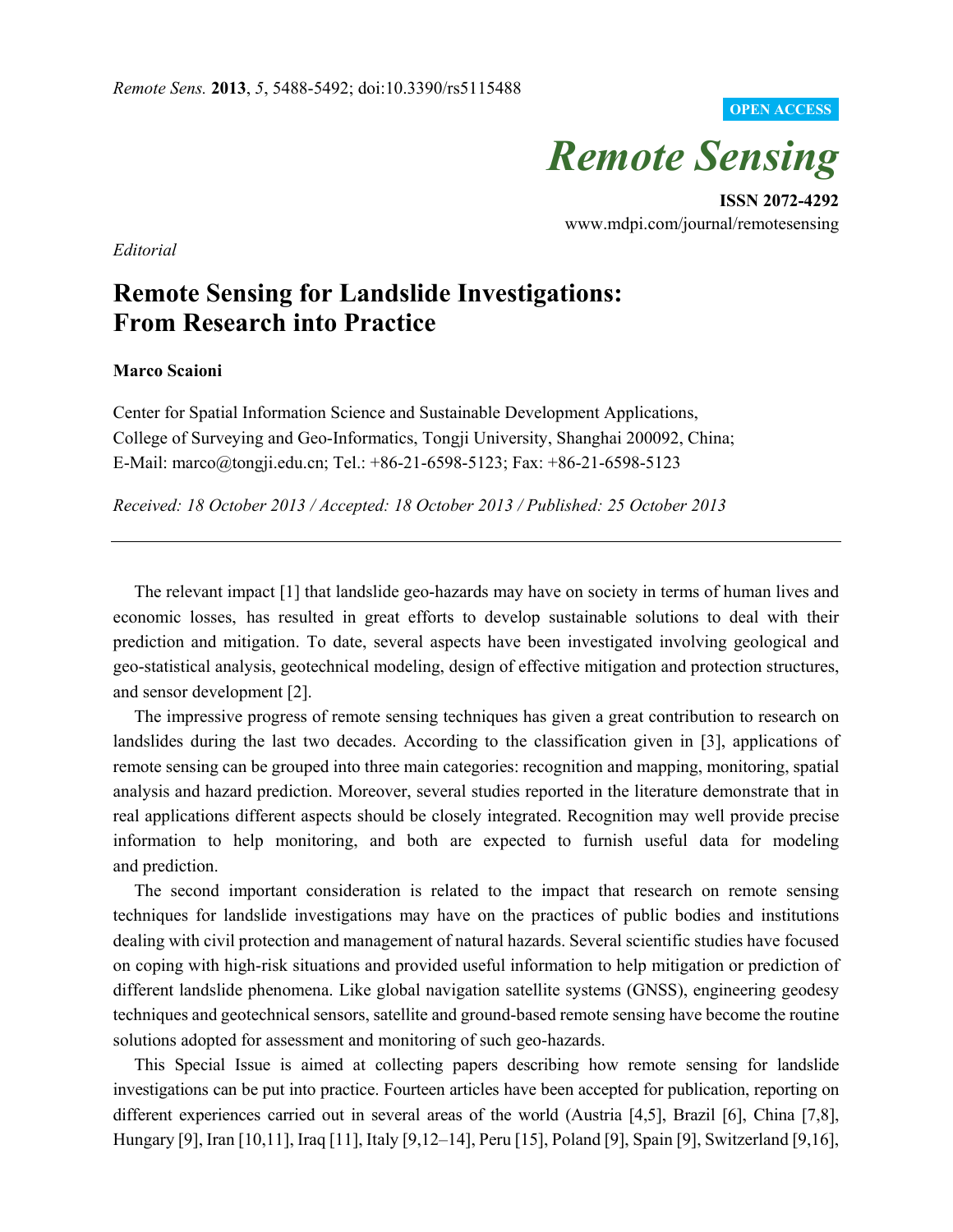*Editorial*

# Remote Sensing for Landslide Investigations: From Research into Practice

**Marco Scaioni**

Center for Spatial Information Science and Sustainable Development Applications, College of Surveying and Geo-Informatics, Tongji University, Shanghai 200092, China; E-Mail: marco@tongji.edu.cn; Tel.: +86-21-6598-5123; Fax: +86-21-6598-5123

*Received: 18 October 2013 / Accepted: 18 October 2013 / Published: 25 October 2013*

---

The relevant impact [1] that landslide geo-hazards may have on society in terms of human lives and economic losses, has resulted in great efforts to develop sustainable solutions to deal with their prediction and mitigation. To date, several aspects have been investigated involving geological and geo-statistical analysis, geotechnical modeling, design of effective mitigation and protection structures, and sensor development [2].

The impressive progress of remote sensing techniques has given a great contribution to research on landslides during the last two decades. According to the classification given in [3], applications of remote sensing can be grouped into three main categories: recognition and mapping, monitoring, spatial analysis and hazard prediction. Moreover, several studies reported in the literature demonstrate that in real applications different aspects should be closely integrated. Recognition may well provide precise information to help monitoring, and both are expected to furnish useful data for modeling and prediction.

The second important consideration is related to the impact that research on remote sensing techniques for landslide investigations may have on the practices of public bodies and institutions dealing with civil protection and management of natural hazards. Several scientific studies have focused on coping with high-risk situations and provided useful information to help mitigation or prediction of different landslide phenomena. Like global navigation satellite systems (GNSS), engineering geodesy techniques and geotechnical sensors, satellite and ground-based remote sensing have become the routine solutions adopted for assessment and monitoring of such geo-hazards.

This Special Issue is aimed at collecting papers describing how remote sensing for landslide investigations can be put into practice. Fourteen articles have been accepted for publication, reporting on different experiences carried out in several areas of the world (Austria [4,5], Brazil [6], China [7,8], Hungary [9], Iran [10,11], Iraq [11], Italy [9,12–14], Peru [15], Poland [9], Spain [9], Switzerland [9,16],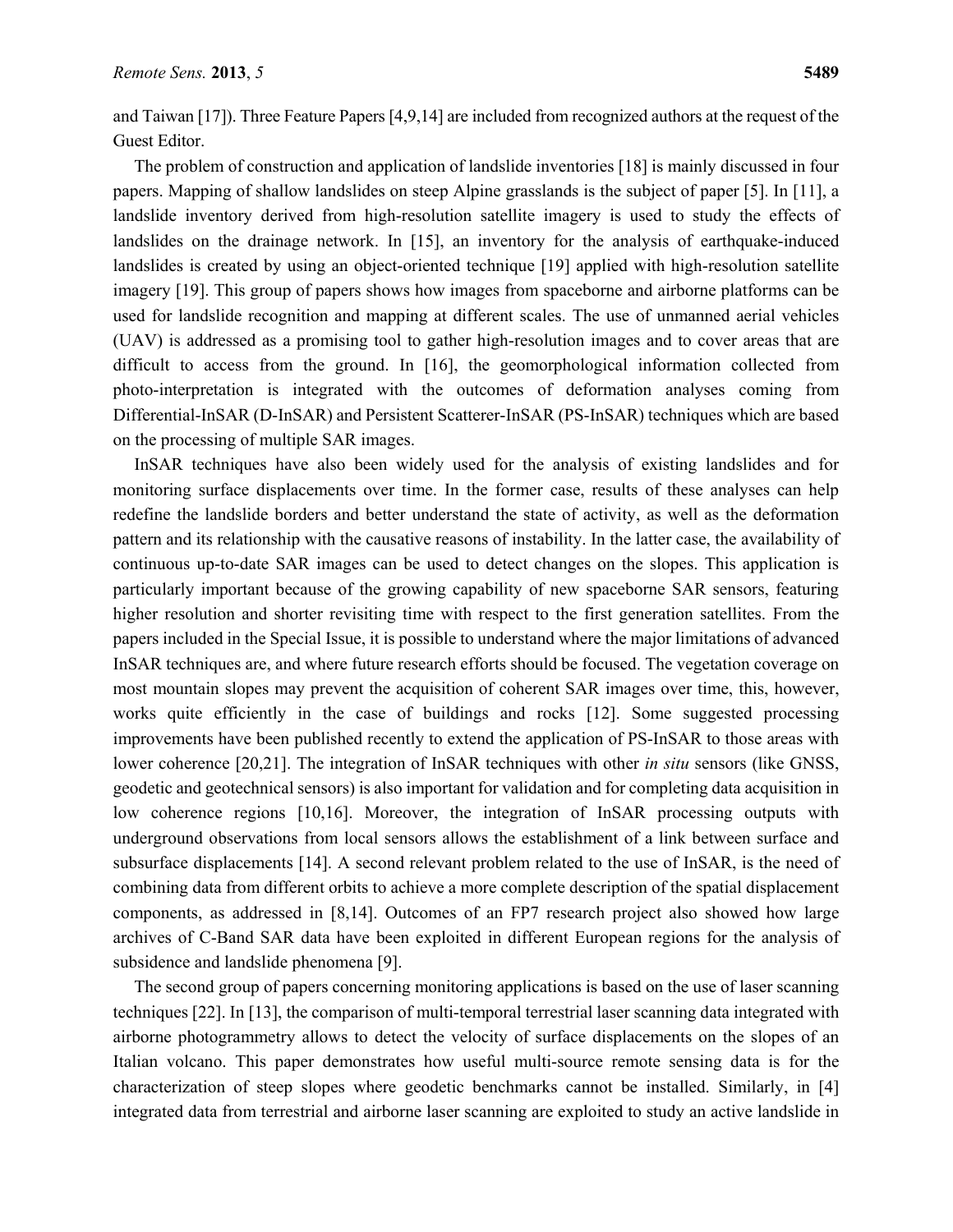and Taiwan [17]). Three Feature Papers [4,9,14] are included from recognized authors at the request of the Guest Editor.

The problem of construction and application of landslide inventories [18] is mainly discussed in four papers. Mapping of shallow landslides on steep Alpine grasslands is the subject of paper [5]. In [11], a landslide inventory derived from high-resolution satellite imagery is used to study the effects of landslides on the drainage network. In [15], an inventory for the analysis of earthquake-induced landslides is created by using an object-oriented technique [19] applied with high-resolution satellite imagery [19]. This group of papers shows how images from spaceborne and airborne platforms can be used for landslide recognition and mapping at different scales. The use of unmanned aerial vehicles (UAV) is addressed as a promising tool to gather high-resolution images and to cover areas that are difficult to access from the ground. In [16], the geomorphological information collected from photo-interpretation is integrated with the outcomes of deformation analyses coming from Differential-InSAR (D-InSAR) and Persistent Scatterer-InSAR (PS-InSAR) techniques which are based on the processing of multiple SAR images.

InSAR techniques have also been widely used for the analysis of existing landslides and for monitoring surface displacements over time. In the former case, results of these analyses can help redefine the landslide borders and better understand the state of activity, as well as the deformation pattern and its relationship with the causative reasons of instability. In the latter case, the availability of continuous up-to-date SAR images can be used to detect changes on the slopes. This application is particularly important because of the growing capability of new spaceborne SAR sensors, featuring higher resolution and shorter revisiting time with respect to the first generation satellites. From the papers included in the Special Issue, it is possible to understand where the major limitations of advanced InSAR techniques are, and where future research efforts should be focused. The vegetation coverage on most mountain slopes may prevent the acquisition of coherent SAR images over time, this, however, works quite efficiently in the case of buildings and rocks [12]. Some suggested processing improvements have been published recently to extend the application of PS-InSAR to those areas with lower coherence [20,21]. The integration of InSAR techniques with other *in situ* sensors (like GNSS, geodetic and geotechnical sensors) is also important for validation and for completing data acquisition in low coherence regions [10,16]. Moreover, the integration of InSAR processing outputs with underground observations from local sensors allows the establishment of a link between surface and subsurface displacements [14]. A second relevant problem related to the use of InSAR, is the need of combining data from different orbits to achieve a more complete description of the spatial displacement components, as addressed in [8,14]. Outcomes of an FP7 research project also showed how large archives of C-Band SAR data have been exploited in different European regions for the analysis of subsidence and landslide phenomena [9].

The second group of papers concerning monitoring applications is based on the use of laser scanning techniques [22]. In [13], the comparison of multi-temporal terrestrial laser scanning data integrated with airborne photogrammetry allows to detect the velocity of surface displacements on the slopes of an Italian volcano. This paper demonstrates how useful multi-source remote sensing data is for the characterization of steep slopes where geodetic benchmarks cannot be installed. Similarly, in [4] integrated data from terrestrial and airborne laser scanning are exploited to study an active landslide in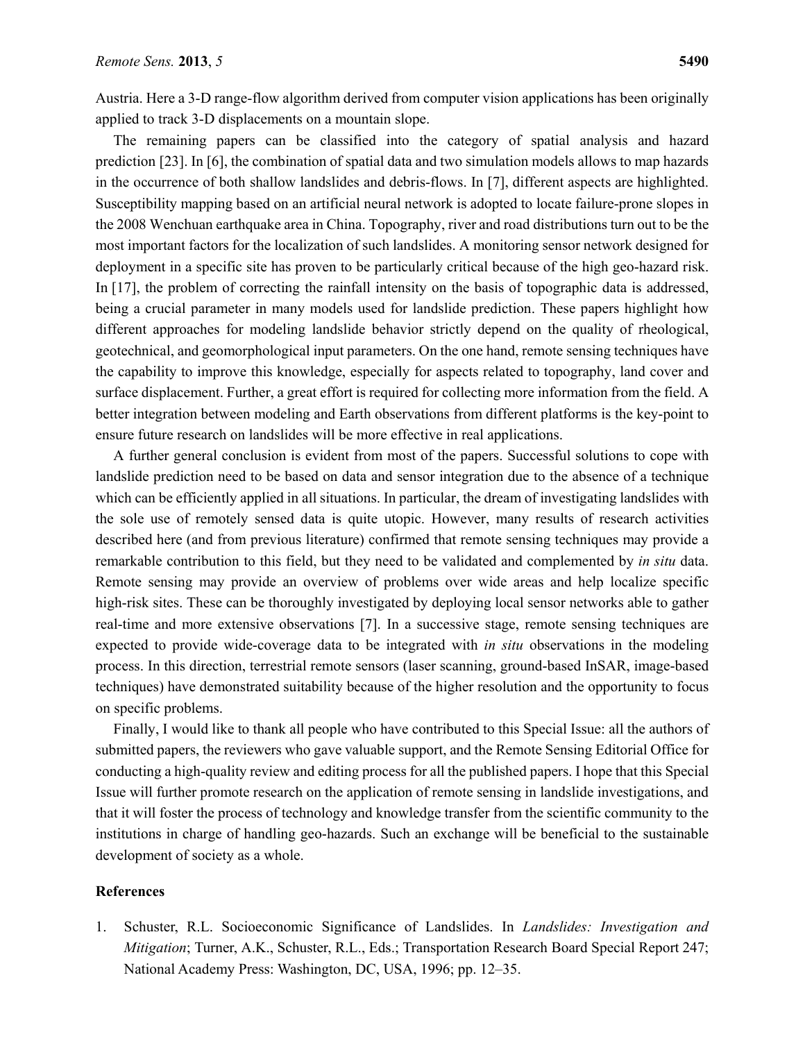Austria. Here a 3-D range-flow algorithm derived from computer vision applications has been originally applied to track 3-D displacements on a mountain slope.

The remaining papers can be classified into the category of spatial analysis and hazard prediction [23]. In [6], the combination of spatial data and two simulation models allows to map hazards in the occurrence of both shallow landslides and debris-flows. In [7], different aspects are highlighted. Susceptibility mapping based on an artificial neural network is adopted to locate failure-prone slopes in the 2008 Wenchuan earthquake area in China. Topography, river and road distributions turn out to be the most important factors for the localization of such landslides. A monitoring sensor network designed for deployment in a specific site has proven to be particularly critical because of the high geo-hazard risk. In [17], the problem of correcting the rainfall intensity on the basis of topographic data is addressed, being a crucial parameter in many models used for landslide prediction. These papers highlight how different approaches for modeling landslide behavior strictly depend on the quality of rheological, geotechnical, and geomorphological input parameters. On the one hand, remote sensing techniques have the capability to improve this knowledge, especially for aspects related to topography, land cover and surface displacement. Further, a great effort is required for collecting more information from the field. A better integration between modeling and Earth observations from different platforms is the key-point to ensure future research on landslides will be more effective in real applications.

A further general conclusion is evident from most of the papers. Successful solutions to cope with landslide prediction need to be based on data and sensor integration due to the absence of a technique which can be efficiently applied in all situations. In particular, the dream of investigating landslides with the sole use of remotely sensed data is quite utopic. However, many results of research activities described here (and from previous literature) confirmed that remote sensing techniques may provide a remarkable contribution to this field, but they need to be validated and complemented by *in situ* data. Remote sensing may provide an overview of problems over wide areas and help localize specific high-risk sites. These can be thoroughly investigated by deploying local sensor networks able to gather real-time and more extensive observations [7]. In a successive stage, remote sensing techniques are expected to provide wide-coverage data to be integrated with *in situ* observations in the modeling process. In this direction, terrestrial remote sensors (laser scanning, ground-based InSAR, image-based techniques) have demonstrated suitability because of the higher resolution and the opportunity to focus on specific problems.

Finally, I would like to thank all people who have contributed to this Special Issue: all the authors of submitted papers, the reviewers who gave valuable support, and the Remote Sensing Editorial Office for conducting a high-quality review and editing process for all the published papers. I hope that this Special Issue will further promote research on the application of remote sensing in landslide investigations, and that it will foster the process of technology and knowledge transfer from the scientific community to the institutions in charge of handling geo-hazards. Such an exchange will be beneficial to the sustainable development of society as a whole.

## References

1. Schuster, R.L. Socioeconomic Significance of Landslides. In *Landslides: Investigation and Mitigation*; Turner, A.K., Schuster, R.L., Eds.; Transportation Research Board Special Report 247; National Academy Press: Washington, DC, USA, 1996; pp. 12–35.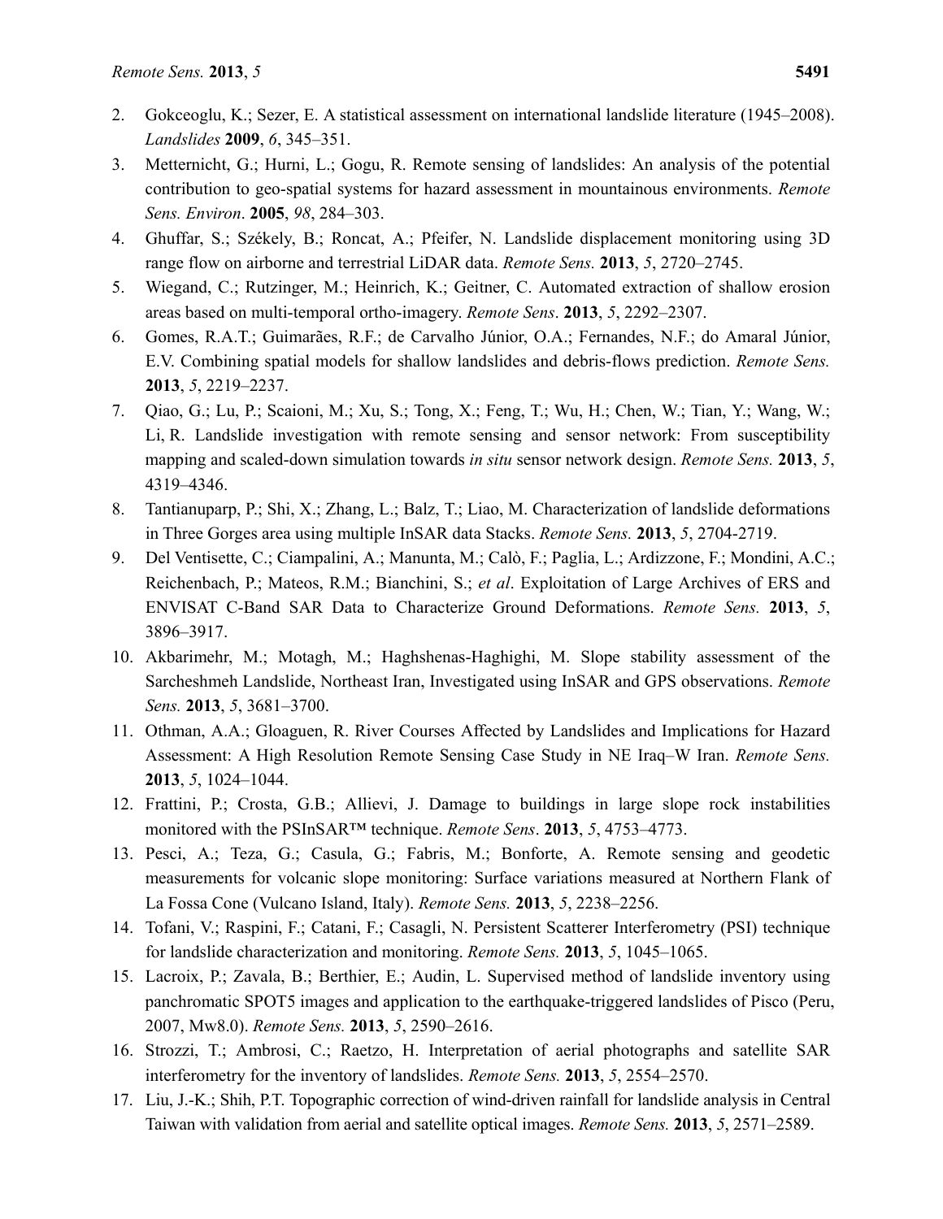2. Gokceoglu, K.; Sezer, E. A statistical assessment on international landslide literature (1945–2008). *Landslides* **2009**, *6*, 345–351.
3. Metternicht, G.; Hurni, L.; Gogu, R. Remote sensing of landslides: An analysis of the potential contribution to geo-spatial systems for hazard assessment in mountainous environments. *Remote Sens. Environ*. **2005**, *98*, 284–303.
4. Ghuffar, S.; Székely, B.; Roncat, A.; Pfeifer, N. Landslide displacement monitoring using 3D range flow on airborne and terrestrial LiDAR data. *Remote Sens.* **2013**, *5*, 2720–2745.
5. Wiegand, C.; Rutzinger, M.; Heinrich, K.; Geitner, C. Automated extraction of shallow erosion areas based on multi-temporal ortho-imagery. *Remote Sens*. **2013**, *5*, 2292–2307.
6. Gomes, R.A.T.; Guimarães, R.F.; de Carvalho Júnior, O.A.; Fernandes, N.F.; do Amaral Júnior, E.V. Combining spatial models for shallow landslides and debris-flows prediction. *Remote Sens.* **2013**, *5*, 2219–2237.
7. Qiao, G.; Lu, P.; Scaioni, M.; Xu, S.; Tong, X.; Feng, T.; Wu, H.; Chen, W.; Tian, Y.; Wang, W.; Li, R. Landslide investigation with remote sensing and sensor network: From susceptibility mapping and scaled-down simulation towards *in situ* sensor network design. *Remote Sens.* **2013**, *5*, 4319–4346.
8. Tantianuparp, P.; Shi, X.; Zhang, L.; Balz, T.; Liao, M. Characterization of landslide deformations in Three Gorges area using multiple InSAR data Stacks. *Remote Sens.* **2013**, *5*, 2704-2719.
9. Del Ventisette, C.; Ciampalini, A.; Manunta, M.; Calò, F.; Paglia, L.; Ardizzone, F.; Mondini, A.C.; Reichenbach, P.; Mateos, R.M.; Bianchini, S.; *et al*. Exploitation of Large Archives of ERS and ENVISAT C-Band SAR Data to Characterize Ground Deformations. *Remote Sens.* **2013**, *5*, 3896–3917.
10. Akbarimehr, M.; Motagh, M.; Haghshenas-Haghighi, M. Slope stability assessment of the Sarcheshmeh Landslide, Northeast Iran, Investigated using InSAR and GPS observations. *Remote Sens.* **2013**, *5*, 3681–3700.
11. Othman, A.A.; Gloaguen, R. River Courses Affected by Landslides and Implications for Hazard Assessment: A High Resolution Remote Sensing Case Study in NE Iraq–W Iran. *Remote Sens.* **2013**, *5*, 1024–1044.
12. Frattini, P.; Crosta, G.B.; Allievi, J. Damage to buildings in large slope rock instabilities monitored with the PSInSAR™ technique. *Remote Sens*. **2013**, *5*, 4753–4773.
13. Pesci, A.; Teza, G.; Casula, G.; Fabris, M.; Bonforte, A. Remote sensing and geodetic measurements for volcanic slope monitoring: Surface variations measured at Northern Flank of La Fossa Cone (Vulcano Island, Italy). *Remote Sens.* **2013**, *5*, 2238–2256.
14. Tofani, V.; Raspini, F.; Catani, F.; Casagli, N. Persistent Scatterer Interferometry (PSI) technique for landslide characterization and monitoring. *Remote Sens.* **2013**, *5*, 1045–1065.
15. Lacroix, P.; Zavala, B.; Berthier, E.; Audin, L. Supervised method of landslide inventory using panchromatic SPOT5 images and application to the earthquake-triggered landslides of Pisco (Peru, 2007, Mw8.0). *Remote Sens.* **2013**, *5*, 2590–2616.
16. Strozzi, T.; Ambrosi, C.; Raetzo, H. Interpretation of aerial photographs and satellite SAR interferometry for the inventory of landslides. *Remote Sens.* **2013**, *5*, 2554–2570.
17. Liu, J.-K.; Shih, P.T. Topographic correction of wind-driven rainfall for landslide analysis in Central Taiwan with validation from aerial and satellite optical images. *Remote Sens.* **2013**, *5*, 2571–2589.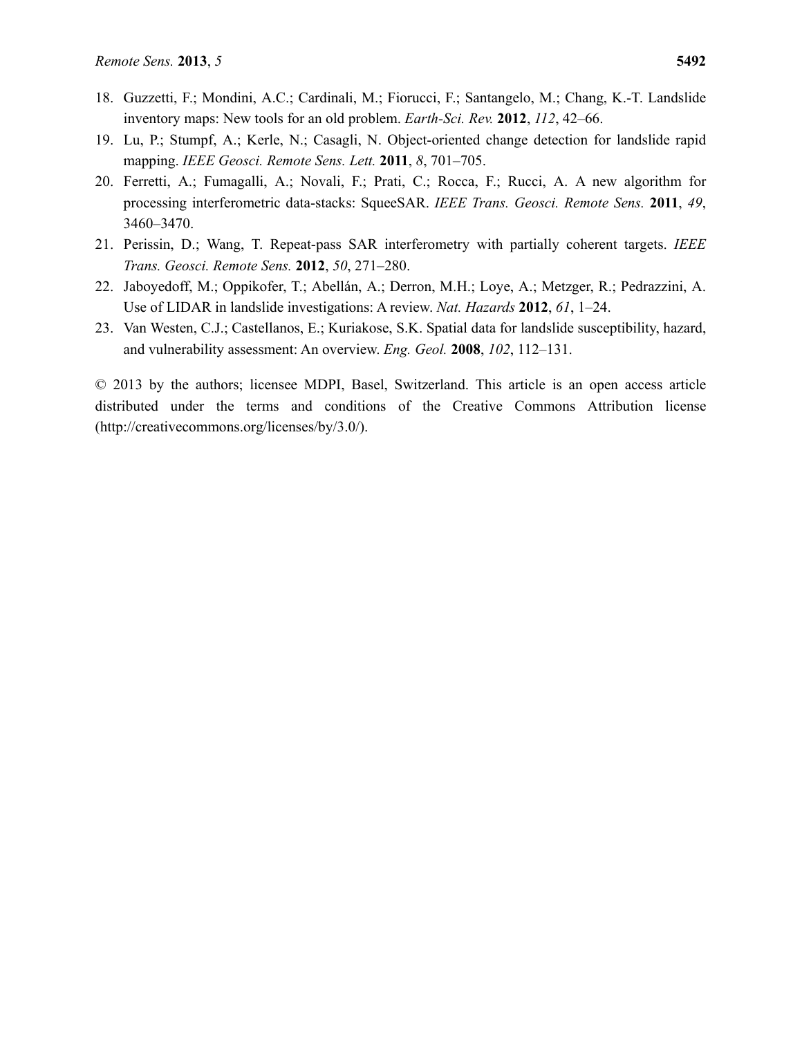18. Guzzetti, F.; Mondini, A.C.; Cardinali, M.; Fiorucci, F.; Santangelo, M.; Chang, K.-T. Landslide inventory maps: New tools for an old problem. *Earth-Sci. Rev.* **2012**, *112*, 42–66.
19. Lu, P.; Stumpf, A.; Kerle, N.; Casagli, N. Object-oriented change detection for landslide rapid mapping. *IEEE Geosci. Remote Sens. Lett.* **2011**, *8*, 701–705.
20. Ferretti, A.; Fumagalli, A.; Novali, F.; Prati, C.; Rocca, F.; Rucci, A. A new algorithm for processing interferometric data-stacks: SqueeSAR. *IEEE Trans. Geosci. Remote Sens.* **2011**, *49*, 3460–3470.
21. Perissin, D.; Wang, T. Repeat-pass SAR interferometry with partially coherent targets. *IEEE Trans. Geosci. Remote Sens.* **2012**, *50*, 271–280.
22. Jaboyedoff, M.; Oppikofer, T.; Abellán, A.; Derron, M.H.; Loye, A.; Metzger, R.; Pedrazzini, A. Use of LIDAR in landslide investigations: A review. *Nat. Hazards* **2012**, *61*, 1–24.
23. Van Westen, C.J.; Castellanos, E.; Kuriakose, S.K. Spatial data for landslide susceptibility, hazard, and vulnerability assessment: An overview. *Eng. Geol.* **2008**, *102*, 112–131.

© 2013 by the authors; licensee MDPI, Basel, Switzerland. This article is an open access article distributed under the terms and conditions of the Creative Commons Attribution license (http://creativecommons.org/licenses/by/3.0/).